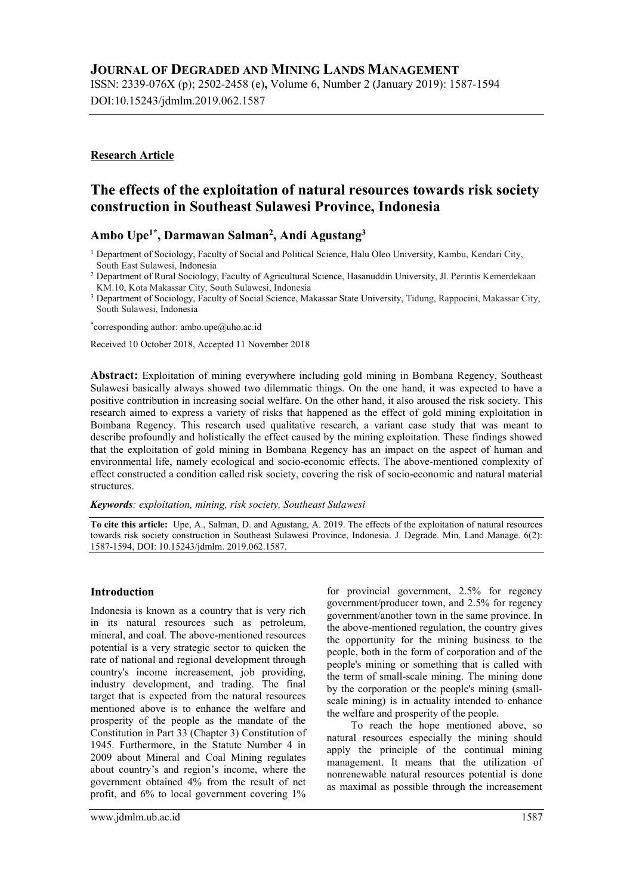# JOURNAL OF DEGRADED AND MINING LANDS MANAGEMENT

ISSN: 2339-076X (p); 2502-2458 (e), Volume 6, Number 2 (January 2019): 1587-1594
DOI:10.15243/jdmlm.2019.062.1587

**Research Article**

## The effects of the exploitation of natural resources towards risk society construction in Southeast Sulawesi Province, Indonesia

**Ambo Upe[1*], Darmawan Salman[2], Andi Agustang[3]**

[1] Department of Sociology, Faculty of Social and Political Science, Halu Oleo University, Kambu, Kendari City, South East Sulawesi, Indonesia
[2] Department of Rural Sociology, Faculty of Agricultural Science, Hasanuddin University, Jl. Perintis Kemerdekaan KM.10, Kota Makassar City, South Sulawesi, Indonesia
[3] Department of Sociology, Faculty of Social Science, Makassar State University, Tidung, Rappocini, Makassar City, South Sulawesi, Indonesia

[*]corresponding author: ambo.upe@uho.ac.id

Received 10 October 2018, Accepted 11 November 2018

**Abstract:** Exploitation of mining everywhere including gold mining in Bombana Regency, Southeast Sulawesi basically always showed two dilemmatic things. On the one hand, it was expected to have a positive contribution in increasing social welfare. On the other hand, it also aroused the risk society. This research aimed to express a variety of risks that happened as the effect of gold mining exploitation in Bombana Regency. This research used qualitative research, a variant case study that was meant to describe profoundly and holistically the effect caused by the mining exploitation. These findings showed that the exploitation of gold mining in Bombana Regency has an impact on the aspect of human and environmental life, namely ecological and socio-economic effects. The above-mentioned complexity of effect constructed a condition called risk society, covering the risk of socio-economic and natural material structures.

***Keywords**: exploitation, mining, risk society, Southeast Sulawesi*

**To cite this article:** Upe, A., Salman, D. and Agustang, A. 2019. The effects of the exploitation of natural resources towards risk society construction in Southeast Sulawesi Province, Indonesia. J. Degrade. Min. Land Manage. 6(2): 1587-1594, DOI: 10.15243/jdmlm. 2019.062.1587.

### Introduction

Indonesia is known as a country that is very rich in its natural resources such as petroleum, mineral, and coal. The above-mentioned resources potential is a very strategic sector to quicken the rate of national and regional development through country's income increasement, job providing, industry development, and trading. The final target that is expected from the natural resources mentioned above is to enhance the welfare and prosperity of the people as the mandate of the Constitution in Part 33 (Chapter 3) Constitution of 1945. Furthermore, in the Statute Number 4 in 2009 about Mineral and Coal Mining regulates about country's and region's income, where the government obtained 4% from the result of net profit, and 6% to local government covering 1% for provincial government, 2.5% for regency government/producer town, and 2.5% for regency government/another town in the same province. In the above-mentioned regulation, the country gives the opportunity for the mining business to the people, both in the form of corporation and of the people's mining or something that is called with the term of small-scale mining. The mining done by the corporation or the people's mining (small-scale mining) is in actuality intended to enhance the welfare and prosperity of the people.

To reach the hope mentioned above, so natural resources especially the mining should apply the principle of the continual mining management. It means that the utilization of nonrenewable natural resources potential is done as maximal as possible through the increasement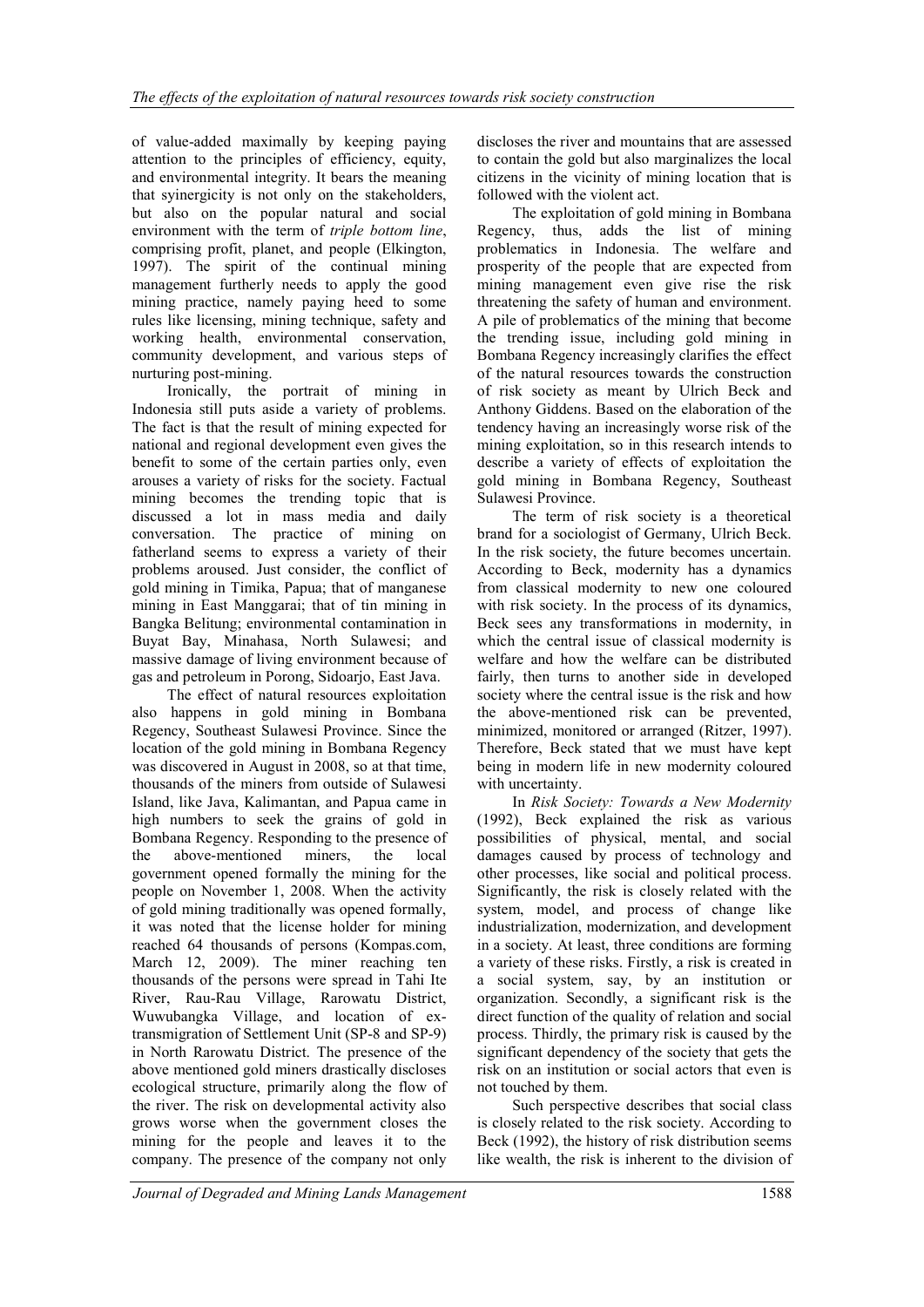of value-added maximally by keeping paying attention to the principles of efficiency, equity, and environmental integrity. It bears the meaning that syinergicity is not only on the stakeholders, but also on the popular natural and social environment with the term of *triple bottom line*, comprising profit, planet, and people (Elkington, 1997). The spirit of the continual mining management furtherly needs to apply the good mining practice, namely paying heed to some rules like licensing, mining technique, safety and working health, environmental conservation, community development, and various steps of nurturing post-mining.

Ironically, the portrait of mining in Indonesia still puts aside a variety of problems. The fact is that the result of mining expected for national and regional development even gives the benefit to some of the certain parties only, even arouses a variety of risks for the society. Factual mining becomes the trending topic that is discussed a lot in mass media and daily conversation. The practice of mining on fatherland seems to express a variety of their problems aroused. Just consider, the conflict of gold mining in Timika, Papua; that of manganese mining in East Manggarai; that of tin mining in Bangka Belitung; environmental contamination in Buyat Bay, Minahasa, North Sulawesi; and massive damage of living environment because of gas and petroleum in Porong, Sidoarjo, East Java.

The effect of natural resources exploitation also happens in gold mining in Bombana Regency, Southeast Sulawesi Province. Since the location of the gold mining in Bombana Regency was discovered in August in 2008, so at that time, thousands of the miners from outside of Sulawesi Island, like Java, Kalimantan, and Papua came in high numbers to seek the grains of gold in Bombana Regency. Responding to the presence of the above-mentioned miners, the local government opened formally the mining for the people on November 1, 2008. When the activity of gold mining traditionally was opened formally, it was noted that the license holder for mining reached 64 thousands of persons (Kompas.com, March 12, 2009). The miner reaching ten thousands of the persons were spread in Tahi Ite River, Rau-Rau Village, Rarowatu District, Wuwubangka Village, and location of ex-transmigration of Settlement Unit (SP-8 and SP-9) in North Rarowatu District. The presence of the above mentioned gold miners drastically discloses ecological structure, primarily along the flow of the river. The risk on developmental activity also grows worse when the government closes the mining for the people and leaves it to the company. The presence of the company not only discloses the river and mountains that are assessed to contain the gold but also marginalizes the local citizens in the vicinity of mining location that is followed with the violent act.

The exploitation of gold mining in Bombana Regency, thus, adds the list of mining problematics in Indonesia. The welfare and prosperity of the people that are expected from mining management even give rise the risk threatening the safety of human and environment. A pile of problematics of the mining that become the trending issue, including gold mining in Bombana Regency increasingly clarifies the effect of the natural resources towards the construction of risk society as meant by Ulrich Beck and Anthony Giddens. Based on the elaboration of the tendency having an increasingly worse risk of the mining exploitation, so in this research intends to describe a variety of effects of exploitation the gold mining in Bombana Regency, Southeast Sulawesi Province.

The term of risk society is a theoretical brand for a sociologist of Germany, Ulrich Beck. In the risk society, the future becomes uncertain. According to Beck, modernity has a dynamics from classical modernity to new one coloured with risk society. In the process of its dynamics, Beck sees any transformations in modernity, in which the central issue of classical modernity is welfare and how the welfare can be distributed fairly, then turns to another side in developed society where the central issue is the risk and how the above-mentioned risk can be prevented, minimized, monitored or arranged (Ritzer, 1997). Therefore, Beck stated that we must have kept being in modern life in new modernity coloured with uncertainty.

In *Risk Society: Towards a New Modernity* (1992), Beck explained the risk as various possibilities of physical, mental, and social damages caused by process of technology and other processes, like social and political process. Significantly, the risk is closely related with the system, model, and process of change like industrialization, modernization, and development in a society. At least, three conditions are forming a variety of these risks. Firstly, a risk is created in a social system, say, by an institution or organization. Secondly, a significant risk is the direct function of the quality of relation and social process. Thirdly, the primary risk is caused by the significant dependency of the society that gets the risk on an institution or social actors that even is not touched by them.

Such perspective describes that social class is closely related to the risk society. According to Beck (1992), the history of risk distribution seems like wealth, the risk is inherent to the division of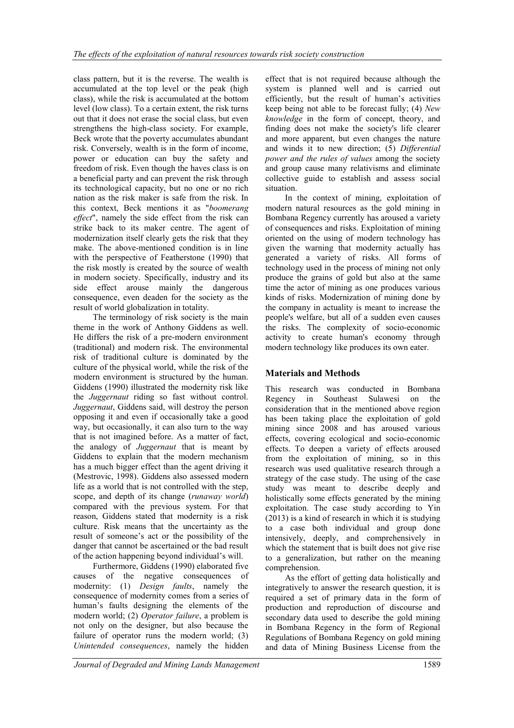class pattern, but it is the reverse. The wealth is accumulated at the top level or the peak (high class), while the risk is accumulated at the bottom level (low class). To a certain extent, the risk turns out that it does not erase the social class, but even strengthens the high-class society. For example, Beck wrote that the poverty accumulates abundant risk. Conversely, wealth is in the form of income, power or education can buy the safety and freedom of risk. Even though the haves class is on a beneficial party and can prevent the risk through its technological capacity, but no one or no rich nation as the risk maker is safe from the risk. In this context, Beck mentions it as "*boomerang effect*", namely the side effect from the risk can strike back to its maker centre. The agent of modernization itself clearly gets the risk that they make. The above-mentioned condition is in line with the perspective of Featherstone (1990) that the risk mostly is created by the source of wealth in modern society. Specifically, industry and its side effect arouse mainly the dangerous consequence, even deaden for the society as the result of world globalization in totality.

The terminology of risk society is the main theme in the work of Anthony Giddens as well. He differs the risk of a pre-modern environment (traditional) and modern risk. The environmental risk of traditional culture is dominated by the culture of the physical world, while the risk of the modern environment is structured by the human. Giddens (1990) illustrated the modernity risk like the *Juggernaut* riding so fast without control. *Juggernaut*, Giddens said, will destroy the person opposing it and even if occasionally take a good way, but occasionally, it can also turn to the way that is not imagined before. As a matter of fact, the analogy of *Juggernaut* that is meant by Giddens to explain that the modern mechanism has a much bigger effect than the agent driving it (Mestrovic, 1998). Giddens also assessed modern life as a world that is not controlled with the step, scope, and depth of its change (*runaway world*) compared with the previous system. For that reason, Giddens stated that modernity is a risk culture. Risk means that the uncertainty as the result of someone's act or the possibility of the danger that cannot be ascertained or the bad result of the action happening beyond individual's will.

Furthermore, Giddens (1990) elaborated five causes of the negative consequences of modernity: (1) *Design faults*, namely the consequence of modernity comes from a series of human's faults designing the elements of the modern world; (2) *Operator failure*, a problem is not only on the designer, but also because the failure of operator runs the modern world; (3) *Unintended consequences*, namely the hidden effect that is not required because although the system is planned well and is carried out efficiently, but the result of human's activities keep being not able to be forecast fully; (4) *New knowledge* in the form of concept, theory, and finding does not make the society's life clearer and more apparent, but even changes the nature and winds it to new direction; (5) *Differential power and the rules of values* among the society and group cause many relativisms and eliminate collective guide to establish and assess social situation.

In the context of mining, exploitation of modern natural resources as the gold mining in Bombana Regency currently has aroused a variety of consequences and risks. Exploitation of mining oriented on the using of modern technology has given the warning that modernity actually has generated a variety of risks. All forms of technology used in the process of mining not only produce the grains of gold but also at the same time the actor of mining as one produces various kinds of risks. Modernization of mining done by the company in actuality is meant to increase the people's welfare, but all of a sudden even causes the risks. The complexity of socio-economic activity to create human's economy through modern technology like produces its own eater.

## Materials and Methods

This research was conducted in Bombana Regency in Southeast Sulawesi on the consideration that in the mentioned above region has been taking place the exploitation of gold mining since 2008 and has aroused various effects, covering ecological and socio-economic effects. To deepen a variety of effects aroused from the exploitation of mining, so in this research was used qualitative research through a strategy of the case study. The using of the case study was meant to describe deeply and holistically some effects generated by the mining exploitation. The case study according to Yin (2013) is a kind of research in which it is studying to a case both individual and group done intensively, deeply, and comprehensively in which the statement that is built does not give rise to a generalization, but rather on the meaning comprehension.

As the effort of getting data holistically and integratively to answer the research question, it is required a set of primary data in the form of production and reproduction of discourse and secondary data used to describe the gold mining in Bombana Regency in the form of Regional Regulations of Bombana Regency on gold mining and data of Mining Business License from the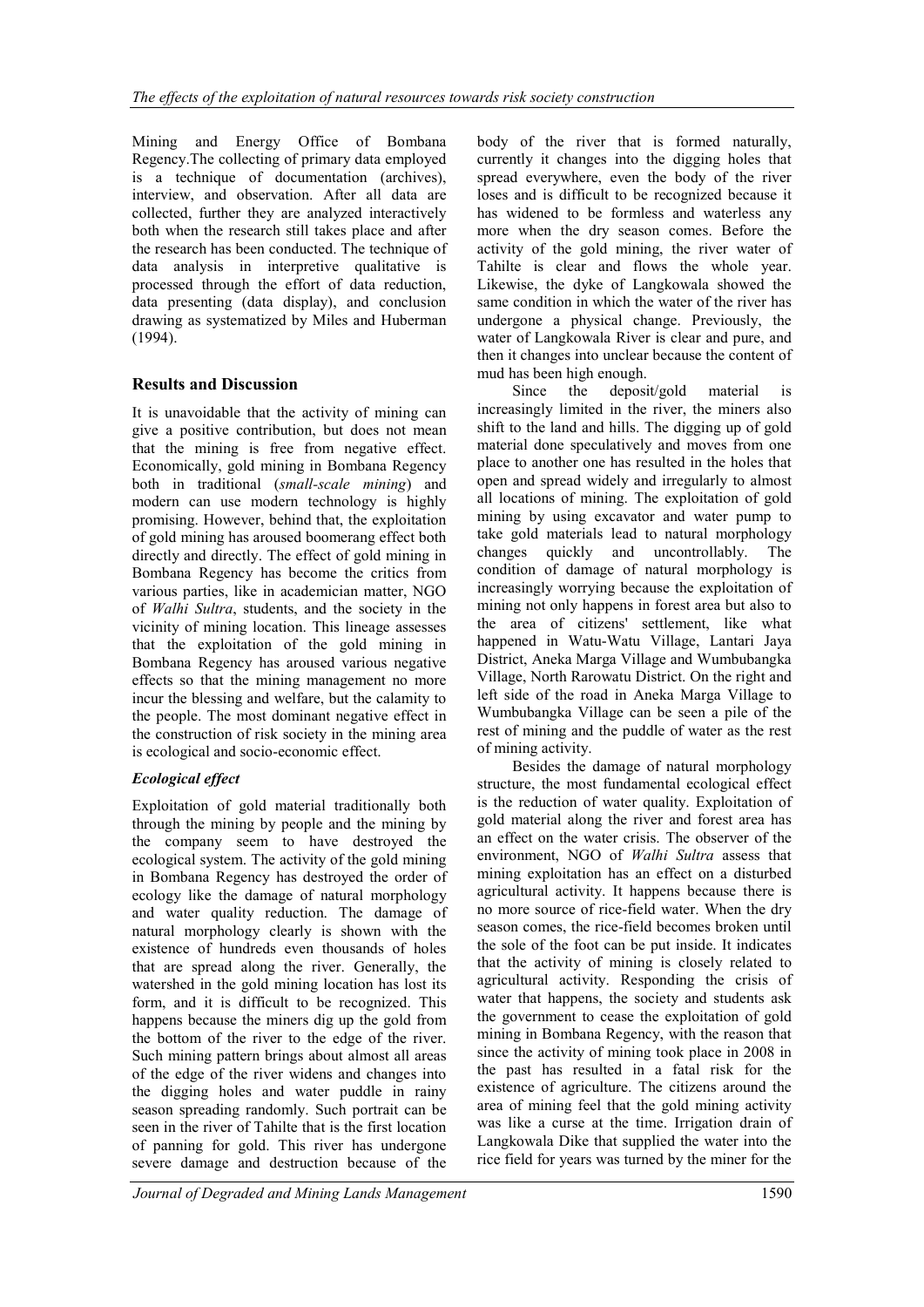Mining and Energy Office of Bombana Regency.The collecting of primary data employed is a technique of documentation (archives), interview, and observation. After all data are collected, further they are analyzed interactively both when the research still takes place and after the research has been conducted. The technique of data analysis in interpretive qualitative is processed through the effort of data reduction, data presenting (data display), and conclusion drawing as systematized by Miles and Huberman (1994).

## Results and Discussion

It is unavoidable that the activity of mining can give a positive contribution, but does not mean that the mining is free from negative effect. Economically, gold mining in Bombana Regency both in traditional (*small-scale mining*) and modern can use modern technology is highly promising. However, behind that, the exploitation of gold mining has aroused boomerang effect both directly and directly. The effect of gold mining in Bombana Regency has become the critics from various parties, like in academician matter, NGO of *Walhi Sultra*, students, and the society in the vicinity of mining location. This lineage assesses that the exploitation of the gold mining in Bombana Regency has aroused various negative effects so that the mining management no more incur the blessing and welfare, but the calamity to the people. The most dominant negative effect in the construction of risk society in the mining area is ecological and socio-economic effect.

### *Ecological effect*

Exploitation of gold material traditionally both through the mining by people and the mining by the company seem to have destroyed the ecological system. The activity of the gold mining in Bombana Regency has destroyed the order of ecology like the damage of natural morphology and water quality reduction. The damage of natural morphology clearly is shown with the existence of hundreds even thousands of holes that are spread along the river. Generally, the watershed in the gold mining location has lost its form, and it is difficult to be recognized. This happens because the miners dig up the gold from the bottom of the river to the edge of the river. Such mining pattern brings about almost all areas of the edge of the river widens and changes into the digging holes and water puddle in rainy season spreading randomly. Such portrait can be seen in the river of Tahilte that is the first location of panning for gold. This river has undergone severe damage and destruction because of the body of the river that is formed naturally, currently it changes into the digging holes that spread everywhere, even the body of the river loses and is difficult to be recognized because it has widened to be formless and waterless any more when the dry season comes. Before the activity of the gold mining, the river water of Tahilte is clear and flows the whole year. Likewise, the dyke of Langkowala showed the same condition in which the water of the river has undergone a physical change. Previously, the water of Langkowala River is clear and pure, and then it changes into unclear because the content of mud has been high enough.

Since the deposit/gold material is increasingly limited in the river, the miners also shift to the land and hills. The digging up of gold material done speculatively and moves from one place to another one has resulted in the holes that open and spread widely and irregularly to almost all locations of mining. The exploitation of gold mining by using excavator and water pump to take gold materials lead to natural morphology changes quickly and uncontrollably. The condition of damage of natural morphology is increasingly worrying because the exploitation of mining not only happens in forest area but also to the area of citizens' settlement, like what happened in Watu-Watu Village, Lantari Jaya District, Aneka Marga Village and Wumbubangka Village, North Rarowatu District. On the right and left side of the road in Aneka Marga Village to Wumbubangka Village can be seen a pile of the rest of mining and the puddle of water as the rest of mining activity.

Besides the damage of natural morphology structure, the most fundamental ecological effect is the reduction of water quality. Exploitation of gold material along the river and forest area has an effect on the water crisis. The observer of the environment, NGO of *Walhi Sultra* assess that mining exploitation has an effect on a disturbed agricultural activity. It happens because there is no more source of rice-field water. When the dry season comes, the rice-field becomes broken until the sole of the foot can be put inside. It indicates that the activity of mining is closely related to agricultural activity. Responding the crisis of water that happens, the society and students ask the government to cease the exploitation of gold mining in Bombana Regency, with the reason that since the activity of mining took place in 2008 in the past has resulted in a fatal risk for the existence of agriculture. The citizens around the area of mining feel that the gold mining activity was like a curse at the time. Irrigation drain of Langkowala Dike that supplied the water into the rice field for years was turned by the miner for the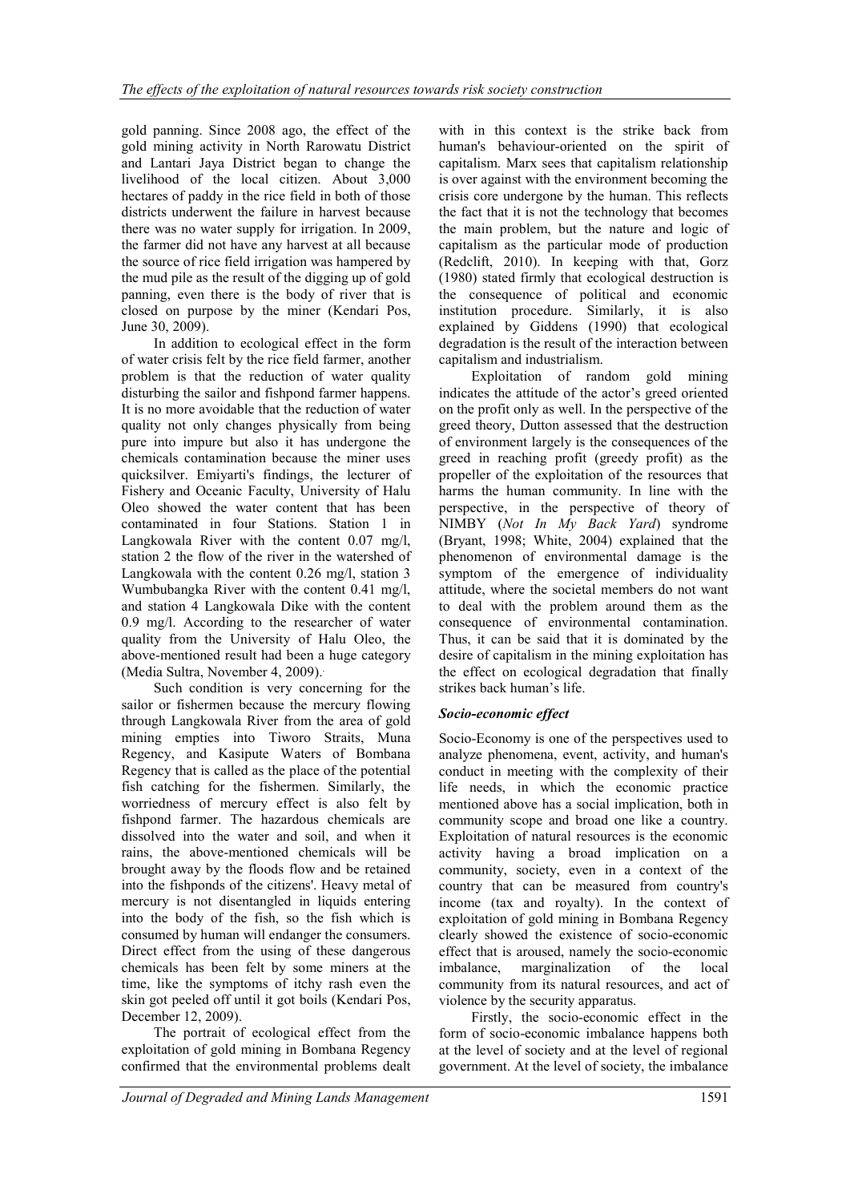gold panning. Since 2008 ago, the effect of the gold mining activity in North Rarowatu District and Lantari Jaya District began to change the livelihood of the local citizen. About 3,000 hectares of paddy in the rice field in both of those districts underwent the failure in harvest because there was no water supply for irrigation. In 2009, the farmer did not have any harvest at all because the source of rice field irrigation was hampered by the mud pile as the result of the digging up of gold panning, even there is the body of river that is closed on purpose by the miner (Kendari Pos, June 30, 2009).

In addition to ecological effect in the form of water crisis felt by the rice field farmer, another problem is that the reduction of water quality disturbing the sailor and fishpond farmer happens. It is no more avoidable that the reduction of water quality not only changes physically from being pure into impure but also it has undergone the chemicals contamination because the miner uses quicksilver. Emiyarti's findings, the lecturer of Fishery and Oceanic Faculty, University of Halu Oleo showed the water content that has been contaminated in four Stations. Station 1 in Langkowala River with the content 0.07 mg/l, station 2 the flow of the river in the watershed of Langkowala with the content 0.26 mg/l, station 3 Wumbubangka River with the content 0.41 mg/l, and station 4 Langkowala Dike with the content 0.9 mg/l. According to the researcher of water quality from the University of Halu Oleo, the above-mentioned result had been a huge category (Media Sultra, November 4, 2009).

Such condition is very concerning for the sailor or fishermen because the mercury flowing through Langkowala River from the area of gold mining empties into Tiworo Straits, Muna Regency, and Kasipute Waters of Bombana Regency that is called as the place of the potential fish catching for the fishermen. Similarly, the worriedness of mercury effect is also felt by fishpond farmer. The hazardous chemicals are dissolved into the water and soil, and when it rains, the above-mentioned chemicals will be brought away by the floods flow and be retained into the fishponds of the citizens'. Heavy metal of mercury is not disentangled in liquids entering into the body of the fish, so the fish which is consumed by human will endanger the consumers. Direct effect from the using of these dangerous chemicals has been felt by some miners at the time, like the symptoms of itchy rash even the skin got peeled off until it got boils (Kendari Pos, December 12, 2009).

The portrait of ecological effect from the exploitation of gold mining in Bombana Regency confirmed that the environmental problems dealt with in this context is the strike back from human's behaviour-oriented on the spirit of capitalism. Marx sees that capitalism relationship is over against with the environment becoming the crisis core undergone by the human. This reflects the fact that it is not the technology that becomes the main problem, but the nature and logic of capitalism as the particular mode of production (Redclift, 2010). In keeping with that, Gorz (1980) stated firmly that ecological destruction is the consequence of political and economic institution procedure. Similarly, it is also explained by Giddens (1990) that ecological degradation is the result of the interaction between capitalism and industrialism.

Exploitation of random gold mining indicates the attitude of the actor's greed oriented on the profit only as well. In the perspective of the greed theory, Dutton assessed that the destruction of environment largely is the consequences of the greed in reaching profit (greedy profit) as the propeller of the exploitation of the resources that harms the human community. In line with the perspective, in the perspective of theory of NIMBY (*Not In My Back Yard*) syndrome (Bryant, 1998; White, 2004) explained that the phenomenon of environmental damage is the symptom of the emergence of individuality attitude, where the societal members do not want to deal with the problem around them as the consequence of environmental contamination. Thus, it can be said that it is dominated by the desire of capitalism in the mining exploitation has the effect on ecological degradation that finally strikes back human's life.

### *Socio-economic effect*

Socio-Economy is one of the perspectives used to analyze phenomena, event, activity, and human's conduct in meeting with the complexity of their life needs, in which the economic practice mentioned above has a social implication, both in community scope and broad one like a country. Exploitation of natural resources is the economic activity having a broad implication on a community, society, even in a context of the country that can be measured from country's income (tax and royalty). In the context of exploitation of gold mining in Bombana Regency clearly showed the existence of socio-economic effect that is aroused, namely the socio-economic imbalance, marginalization of the local community from its natural resources, and act of violence by the security apparatus.

Firstly, the socio-economic effect in the form of socio-economic imbalance happens both at the level of society and at the level of regional government. At the level of society, the imbalance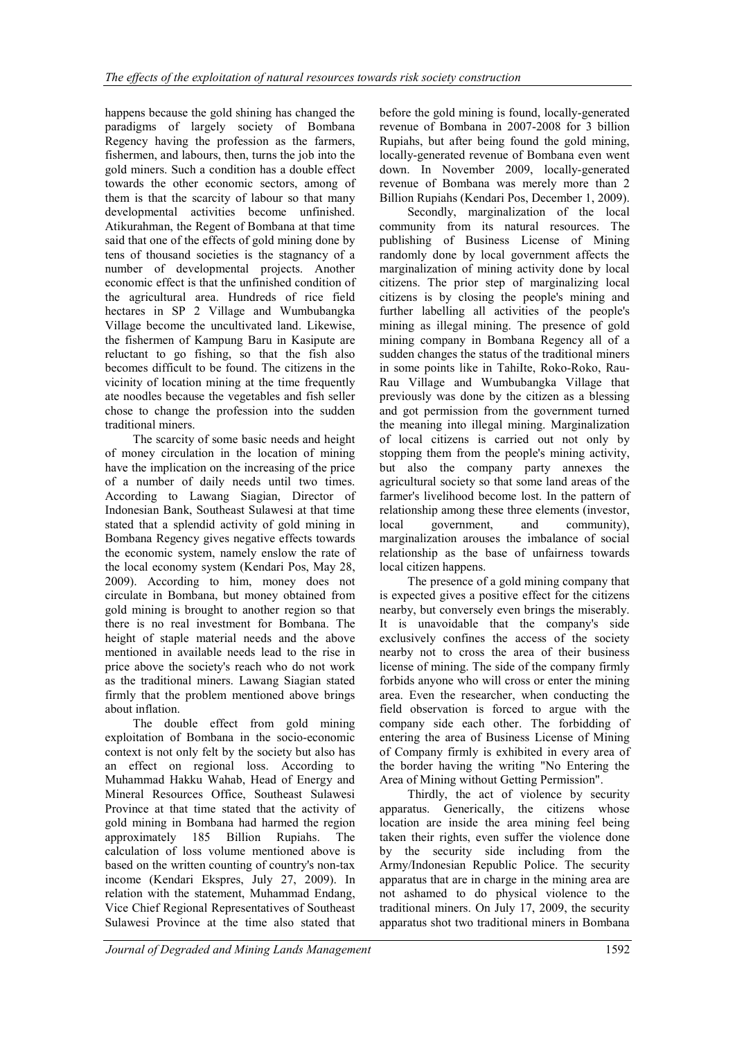happens because the gold shining has changed the paradigms of largely society of Bombana Regency having the profession as the farmers, fishermen, and labours, then, turns the job into the gold miners. Such a condition has a double effect towards the other economic sectors, among of them is that the scarcity of labour so that many developmental activities become unfinished. Atikurahman, the Regent of Bombana at that time said that one of the effects of gold mining done by tens of thousand societies is the stagnancy of a number of developmental projects. Another economic effect is that the unfinished condition of the agricultural area. Hundreds of rice field hectares in SP 2 Village and Wumbubangka Village become the uncultivated land. Likewise, the fishermen of Kampung Baru in Kasipute are reluctant to go fishing, so that the fish also becomes difficult to be found. The citizens in the vicinity of location mining at the time frequently ate noodles because the vegetables and fish seller chose to change the profession into the sudden traditional miners.

The scarcity of some basic needs and height of money circulation in the location of mining have the implication on the increasing of the price of a number of daily needs until two times. According to Lawang Siagian, Director of Indonesian Bank, Southeast Sulawesi at that time stated that a splendid activity of gold mining in Bombana Regency gives negative effects towards the economic system, namely enslow the rate of the local economy system (Kendari Pos, May 28, 2009). According to him, money does not circulate in Bombana, but money obtained from gold mining is brought to another region so that there is no real investment for Bombana. The height of staple material needs and the above mentioned in available needs lead to the rise in price above the society's reach who do not work as the traditional miners. Lawang Siagian stated firmly that the problem mentioned above brings about inflation.

The double effect from gold mining exploitation of Bombana in the socio-economic context is not only felt by the society but also has an effect on regional loss. According to Muhammad Hakku Wahab, Head of Energy and Mineral Resources Office, Southeast Sulawesi Province at that time stated that the activity of gold mining in Bombana had harmed the region approximately 185 Billion Rupiahs. The calculation of loss volume mentioned above is based on the written counting of country's non-tax income (Kendari Ekspres, July 27, 2009). In relation with the statement, Muhammad Endang, Vice Chief Regional Representatives of Southeast Sulawesi Province at the time also stated that before the gold mining is found, locally-generated revenue of Bombana in 2007-2008 for 3 billion Rupiahs, but after being found the gold mining, locally-generated revenue of Bombana even went down. In November 2009, locally-generated revenue of Bombana was merely more than 2 Billion Rupiahs (Kendari Pos, December 1, 2009).

Secondly, marginalization of the local community from its natural resources. The publishing of Business License of Mining randomly done by local government affects the marginalization of mining activity done by local citizens. The prior step of marginalizing local citizens is by closing the people's mining and further labelling all activities of the people's mining as illegal mining. The presence of gold mining company in Bombana Regency all of a sudden changes the status of the traditional miners in some points like in TahiIte, Roko-Roko, Rau-Rau Village and Wumbubangka Village that previously was done by the citizen as a blessing and got permission from the government turned the meaning into illegal mining. Marginalization of local citizens is carried out not only by stopping them from the people's mining activity, but also the company party annexes the agricultural society so that some land areas of the farmer's livelihood become lost. In the pattern of relationship among these three elements (investor, local government, and community), marginalization arouses the imbalance of social relationship as the base of unfairness towards local citizen happens.

The presence of a gold mining company that is expected gives a positive effect for the citizens nearby, but conversely even brings the miserably. It is unavoidable that the company's side exclusively confines the access of the society nearby not to cross the area of their business license of mining. The side of the company firmly forbids anyone who will cross or enter the mining area. Even the researcher, when conducting the field observation is forced to argue with the company side each other. The forbidding of entering the area of Business License of Mining of Company firmly is exhibited in every area of the border having the writing "No Entering the Area of Mining without Getting Permission".

Thirdly, the act of violence by security apparatus. Generically, the citizens whose location are inside the area mining feel being taken their rights, even suffer the violence done by the security side including from the Army/Indonesian Republic Police. The security apparatus that are in charge in the mining area are not ashamed to do physical violence to the traditional miners. On July 17, 2009, the security apparatus shot two traditional miners in Bombana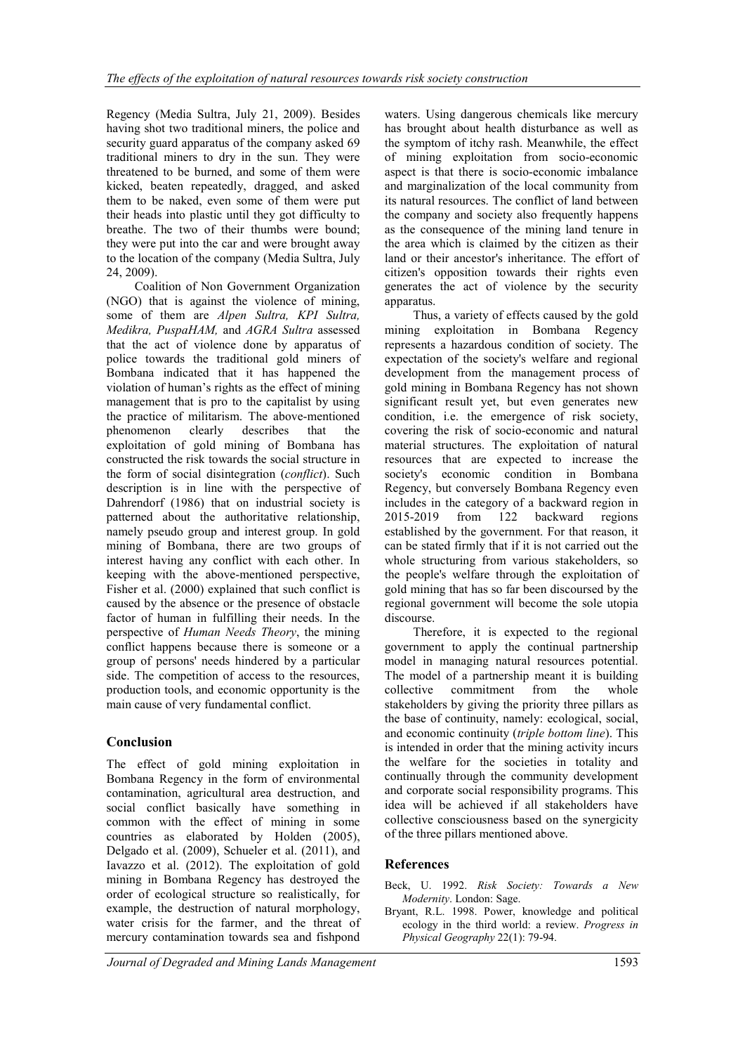Regency (Media Sultra, July 21, 2009). Besides having shot two traditional miners, the police and security guard apparatus of the company asked 69 traditional miners to dry in the sun. They were threatened to be burned, and some of them were kicked, beaten repeatedly, dragged, and asked them to be naked, even some of them were put their heads into plastic until they got difficulty to breathe. The two of their thumbs were bound; they were put into the car and were brought away to the location of the company (Media Sultra, July 24, 2009).

Coalition of Non Government Organization (NGO) that is against the violence of mining, some of them are *Alpen Sultra, KPI Sultra, Medikra, PuspaHAM,* and *AGRA Sultra* assessed that the act of violence done by apparatus of police towards the traditional gold miners of Bombana indicated that it has happened the violation of human's rights as the effect of mining management that is pro to the capitalist by using the practice of militarism. The above-mentioned phenomenon clearly describes that the exploitation of gold mining of Bombana has constructed the risk towards the social structure in the form of social disintegration (*conflict*). Such description is in line with the perspective of Dahrendorf (1986) that on industrial society is patterned about the authoritative relationship, namely pseudo group and interest group. In gold mining of Bombana, there are two groups of interest having any conflict with each other. In keeping with the above-mentioned perspective, Fisher et al. (2000) explained that such conflict is caused by the absence or the presence of obstacle factor of human in fulfilling their needs. In the perspective of *Human Needs Theory*, the mining conflict happens because there is someone or a group of persons' needs hindered by a particular side. The competition of access to the resources, production tools, and economic opportunity is the main cause of very fundamental conflict.

## Conclusion

The effect of gold mining exploitation in Bombana Regency in the form of environmental contamination, agricultural area destruction, and social conflict basically have something in common with the effect of mining in some countries as elaborated by Holden (2005), Delgado et al. (2009), Schueler et al. (2011), and Iavazzo et al. (2012). The exploitation of gold mining in Bombana Regency has destroyed the order of ecological structure so realistically, for example, the destruction of natural morphology, water crisis for the farmer, and the threat of mercury contamination towards sea and fishpond waters. Using dangerous chemicals like mercury has brought about health disturbance as well as the symptom of itchy rash. Meanwhile, the effect of mining exploitation from socio-economic aspect is that there is socio-economic imbalance and marginalization of the local community from its natural resources. The conflict of land between the company and society also frequently happens as the consequence of the mining land tenure in the area which is claimed by the citizen as their land or their ancestor's inheritance. The effort of citizen's opposition towards their rights even generates the act of violence by the security apparatus.

Thus, a variety of effects caused by the gold mining exploitation in Bombana Regency represents a hazardous condition of society. The expectation of the society's welfare and regional development from the management process of gold mining in Bombana Regency has not shown significant result yet, but even generates new condition, i.e. the emergence of risk society, covering the risk of socio-economic and natural material structures. The exploitation of natural resources that are expected to increase the society's economic condition in Bombana Regency, but conversely Bombana Regency even includes in the category of a backward region in 2015-2019 from 122 backward regions established by the government. For that reason, it can be stated firmly that if it is not carried out the whole structuring from various stakeholders, so the people's welfare through the exploitation of gold mining that has so far been discoursed by the regional government will become the sole utopia discourse.

Therefore, it is expected to the regional government to apply the continual partnership model in managing natural resources potential. The model of a partnership meant it is building collective commitment from the whole stakeholders by giving the priority three pillars as the base of continuity, namely: ecological, social, and economic continuity (*triple bottom line*). This is intended in order that the mining activity incurs the welfare for the societies in totality and continually through the community development and corporate social responsibility programs. This idea will be achieved if all stakeholders have collective consciousness based on the synergicity of the three pillars mentioned above.

## References

Beck, U. 1992. *Risk Society: Towards a New Modernity*. London: Sage.

Bryant, R.L. 1998. Power, knowledge and political ecology in the third world: a review. *Progress in Physical Geography* 22(1): 79-94.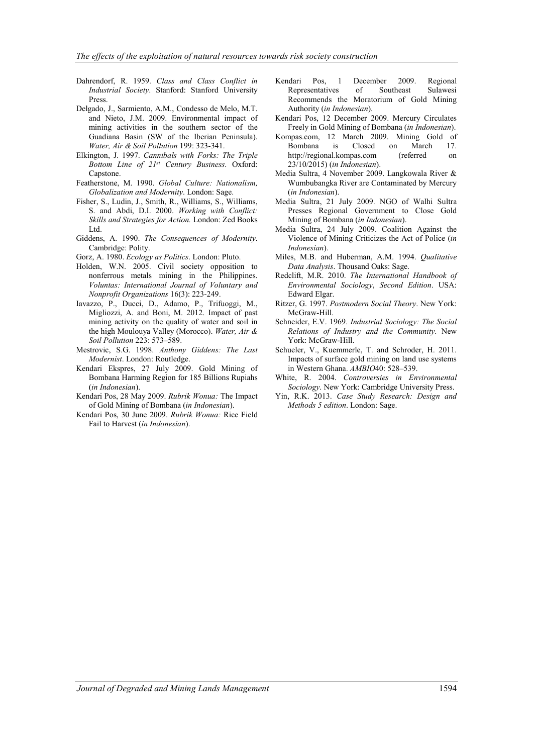Dahrendorf, R. 1959. *Class and Class Conflict in Industrial Society*. Stanford: Stanford University Press.

Delgado, J., Sarmiento, A.M., Condesso de Melo, M.T. and Nieto, J.M. 2009. Environmental impact of mining activities in the southern sector of the Guadiana Basin (SW of the Iberian Peninsula). *Water, Air & Soil Pollution* 199: 323-341.

Elkington, J. 1997. *Cannibals with Forks: The Triple Bottom Line of 21st Century Business*. Oxford: Capstone.

Featherstone, M. 1990. *Global Culture: Nationalism, Globalization and Modernity*. London: Sage.

Fisher, S., Ludin, J., Smith, R., Williams, S., Williams, S. and Abdi, D.I. 2000. *Working with Conflict: Skills and Strategies for Action.* London: Zed Books Ltd.

Giddens, A. 1990. *The Consequences of Modernity*. Cambridge: Polity.

Gorz, A. 1980. *Ecology as Politics*. London: Pluto.

Holden, W.N. 2005. Civil society opposition to nonferrous metals mining in the Philippines. *Voluntas: International Journal of Voluntary and Nonprofit Organizations* 16(3): 223-249.

Iavazzo, P., Ducci, D., Adamo, P., Trifuoggi, M., Migliozzi, A. and Boni, M. 2012. Impact of past mining activity on the quality of water and soil in the high Moulouya Valley (Morocco). *Water, Air & Soil Pollution* 223: 573–589.

Mestrovic, S.G. 1998. *Anthony Giddens: The Last Modernist*. London: Routledge.

Kendari Ekspres, 27 July 2009. Gold Mining of Bombana Harming Region for 185 Billions Rupiahs (*in Indonesian*).

Kendari Pos, 28 May 2009. *Rubrik Wonua:* The Impact of Gold Mining of Bombana (*in Indonesian*).

Kendari Pos, 30 June 2009. *Rubrik Wonua:* Rice Field Fail to Harvest (*in Indonesian*).

Kendari Pos, 1 December 2009. Regional Representatives of Southeast Sulawesi Recommends the Moratorium of Gold Mining Authority (*in Indonesian*).

Kendari Pos, 12 December 2009. Mercury Circulates Freely in Gold Mining of Bombana (*in Indonesian*).

Kompas.com, 12 March 2009. Mining Gold of Bombana is Closed on March 17. http://regional.kompas.com (referred on 23/10/2015) (*in Indonesian*).

Media Sultra, 4 November 2009. Langkowala River & Wumbubangka River are Contaminated by Mercury (*in Indonesian*).

Media Sultra, 21 July 2009. NGO of Walhi Sultra Presses Regional Government to Close Gold Mining of Bombana (*in Indonesian*).

Media Sultra, 24 July 2009. Coalition Against the Violence of Mining Criticizes the Act of Police (*in Indonesian*).

Miles, M.B. and Huberman, A.M. 1994. *Qualitative Data Analysis*. Thousand Oaks: Sage.

Redclift, M.R. 2010. *The International Handbook of Environmental Sociology*, *Second Edition*. USA: Edward Elgar.

Ritzer, G. 1997. *Postmodern Social Theory*. New York: McGraw-Hill.

Schneider, E.V. 1969. *Industrial Sociology: The Social Relations of Industry and the Community*. New York: McGraw-Hill.

Schueler, V., Kuemmerle, T. and Schroder, H. 2011. Impacts of surface gold mining on land use systems in Western Ghana. *AMBIO*40: 528–539.

White, R. 2004. *Controversies in Environmental Sociology*. New York: Cambridge University Press.

Yin, R.K. 2013. *Case Study Research: Design and Methods 5 edition*. London: Sage.